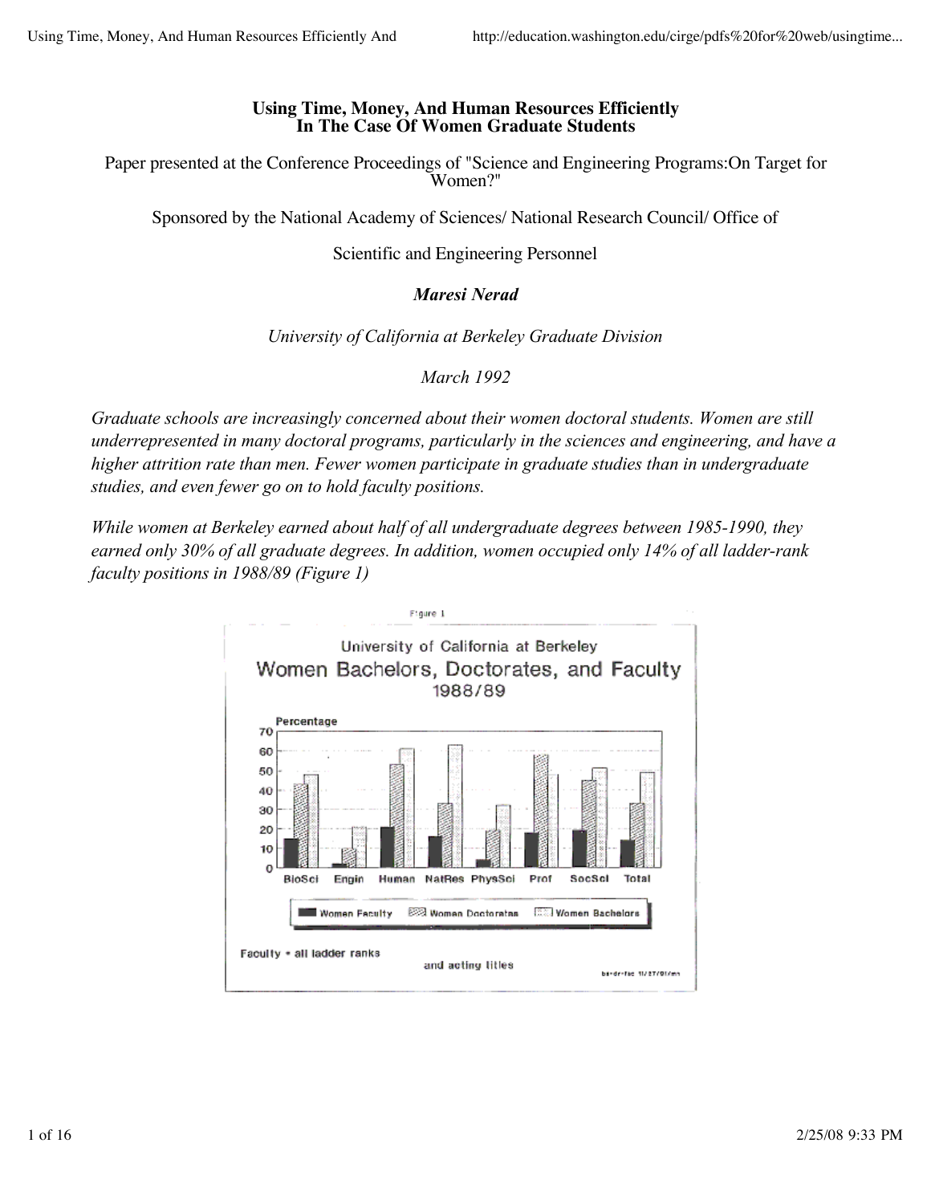# Using Time, Money, And Human Resources Efficiently In The Case Of Women Graduate Students

Paper presented at the Conference Proceedings of "Science and Engineering Programs:On Target for Women?"

Sponsored by the National Academy of Sciences/ National Research Council/ Office of

Scientific and Engineering Personnel

***Maresi Nerad***

*University of California at Berkeley Graduate Division*

*March 1992*

*Graduate schools are increasingly concerned about their women doctoral students. Women are still underrepresented in many doctoral programs, particularly in the sciences and engineering, and have a higher attrition rate than men. Fewer women participate in graduate studies than in undergraduate studies, and even fewer go on to hold faculty positions.*

*While women at Berkeley earned about half of all undergraduate degrees between 1985-1990, they earned only 30% of all graduate degrees. In addition, women occupied only 14% of all ladder-rank faculty positions in 1988/89 (Figure 1)*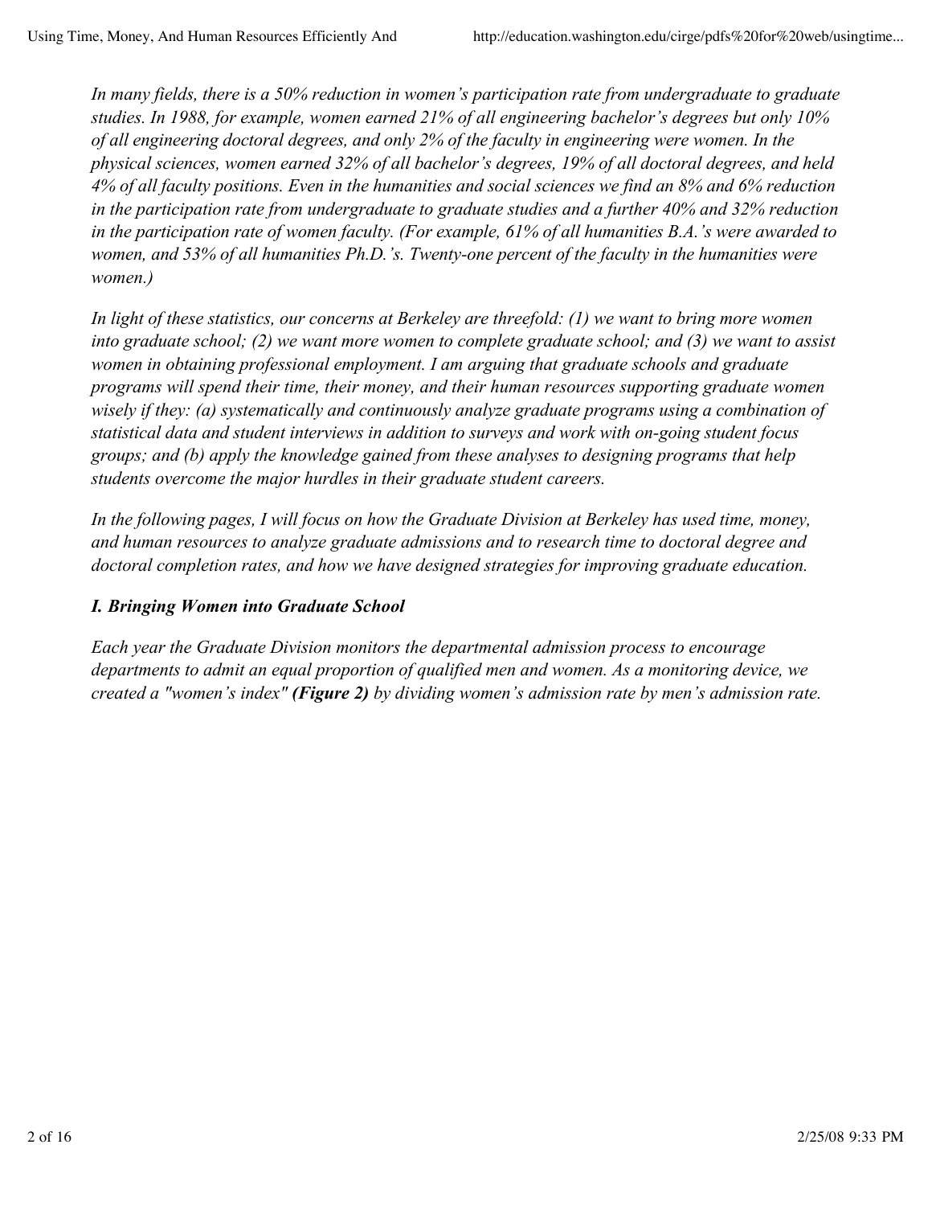*In many fields, there is a 50% reduction in women's participation rate from undergraduate to graduate studies. In 1988, for example, women earned 21% of all engineering bachelor's degrees but only 10% of all engineering doctoral degrees, and only 2% of the faculty in engineering were women. In the physical sciences, women earned 32% of all bachelor's degrees, 19% of all doctoral degrees, and held 4% of all faculty positions. Even in the humanities and social sciences we find an 8% and 6% reduction in the participation rate from undergraduate to graduate studies and a further 40% and 32% reduction in the participation rate of women faculty. (For example, 61% of all humanities B.A.'s were awarded to women, and 53% of all humanities Ph.D.'s. Twenty-one percent of the faculty in the humanities were women.)*

*In light of these statistics, our concerns at Berkeley are threefold: (1) we want to bring more women into graduate school; (2) we want more women to complete graduate school; and (3) we want to assist women in obtaining professional employment. I am arguing that graduate schools and graduate programs will spend their time, their money, and their human resources supporting graduate women wisely if they: (a) systematically and continuously analyze graduate programs using a combination of statistical data and student interviews in addition to surveys and work with on-going student focus groups; and (b) apply the knowledge gained from these analyses to designing programs that help students overcome the major hurdles in their graduate student careers.*

*In the following pages, I will focus on how the Graduate Division at Berkeley has used time, money, and human resources to analyze graduate admissions and to research time to doctoral degree and doctoral completion rates, and how we have designed strategies for improving graduate education.*

### *I. Bringing Women into Graduate School*

*Each year the Graduate Division monitors the departmental admission process to encourage departments to admit an equal proportion of qualified men and women. As a monitoring device, we created a "women's index"* ***(Figure 2)*** *by dividing women's admission rate by men's admission rate.*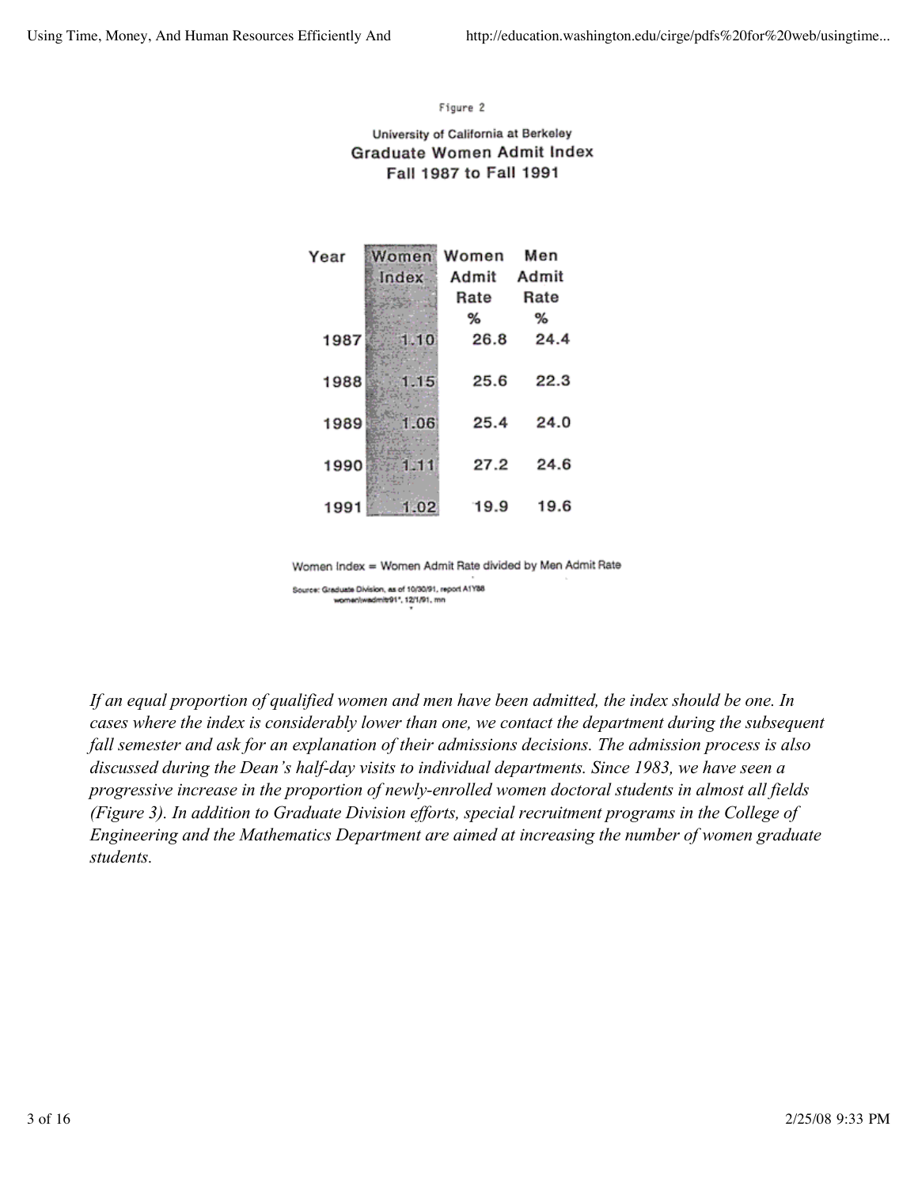Figure 2

University of California at Berkeley

**Graduate Women Admit Index**

**Fall 1987 to Fall 1991**

| Year | Women Index | Women Admit Rate % | Men Admit Rate % |
|---|---|---|---|
| 1987 | 1.10 | 26.8 | 24.4 |
| 1988 | 1.15 | 25.6 | 22.3 |
| 1989 | 1.06 | 25.4 | 24.0 |
| 1990 | 1.11 | 27.2 | 24.6 |
| 1991 | 1.02 | 19.9 | 19.6 |

Women Index = Women Admit Rate divided by Men Admit Rate

Source: Graduate Division, as of 10/30/91, report A1Y88
women\wadmit91*, 12/1/91, mn

*If an equal proportion of qualified women and men have been admitted, the index should be one. In cases where the index is considerably lower than one, we contact the department during the subsequent fall semester and ask for an explanation of their admissions decisions. The admission process is also discussed during the Dean's half-day visits to individual departments. Since 1983, we have seen a progressive increase in the proportion of newly-enrolled women doctoral students in almost all fields (Figure 3). In addition to Graduate Division efforts, special recruitment programs in the College of Engineering and the Mathematics Department are aimed at increasing the number of women graduate students.*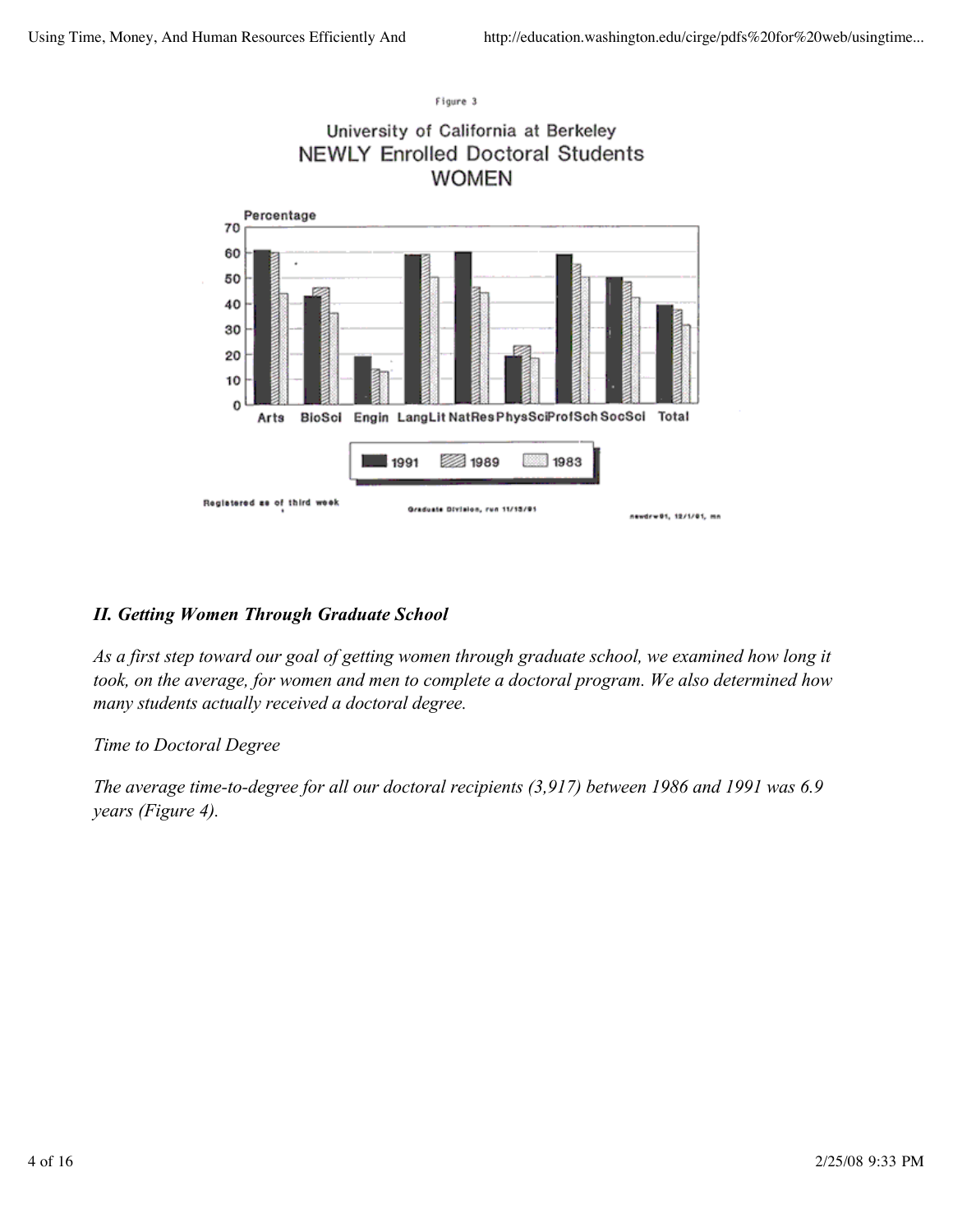Figure 3

University of California at Berkeley
NEWLY Enrolled Doctoral Students
WOMEN

Registered as of third week

Graduate Division, run 11/13/91

newdrw91, 12/1/91, mn

### *II. Getting Women Through Graduate School*

*As a first step toward our goal of getting women through graduate school, we examined how long it took, on the average, for women and men to complete a doctoral program. We also determined how many students actually received a doctoral degree.*

*Time to Doctoral Degree*

*The average time-to-degree for all our doctoral recipients (3,917) between 1986 and 1991 was 6.9 years (Figure 4).*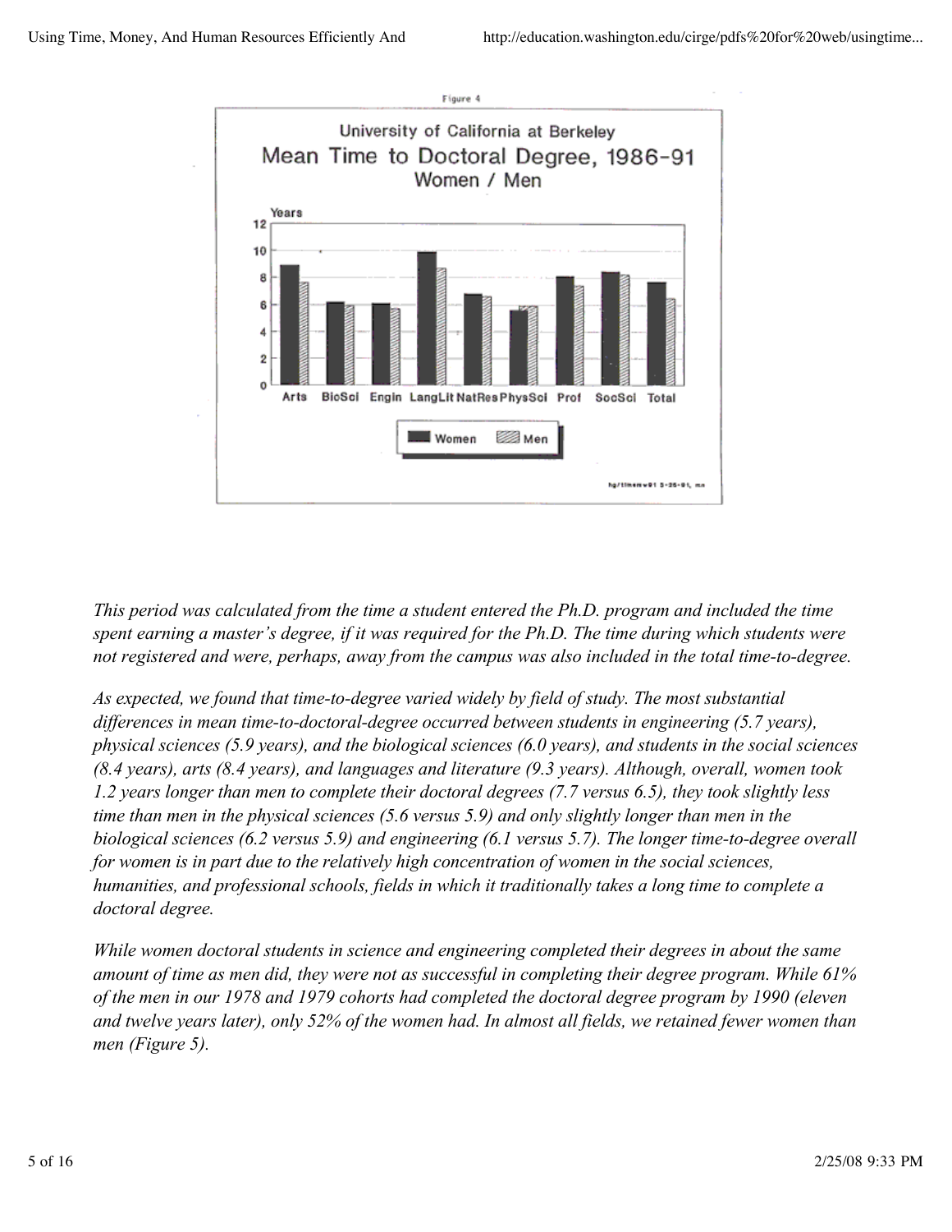Figure 4

*This period was calculated from the time a student entered the Ph.D. program and included the time spent earning a master's degree, if it was required for the Ph.D. The time during which students were not registered and were, perhaps, away from the campus was also included in the total time-to-degree.*

*As expected, we found that time-to-degree varied widely by field of study. The most substantial differences in mean time-to-doctoral-degree occurred between students in engineering (5.7 years), physical sciences (5.9 years), and the biological sciences (6.0 years), and students in the social sciences (8.4 years), arts (8.4 years), and languages and literature (9.3 years). Although, overall, women took 1.2 years longer than men to complete their doctoral degrees (7.7 versus 6.5), they took slightly less time than men in the physical sciences (5.6 versus 5.9) and only slightly longer than men in the biological sciences (6.2 versus 5.9) and engineering (6.1 versus 5.7). The longer time-to-degree overall for women is in part due to the relatively high concentration of women in the social sciences, humanities, and professional schools, fields in which it traditionally takes a long time to complete a doctoral degree.*

*While women doctoral students in science and engineering completed their degrees in about the same amount of time as men did, they were not as successful in completing their degree program. While 61% of the men in our 1978 and 1979 cohorts had completed the doctoral degree program by 1990 (eleven and twelve years later), only 52% of the women had. In almost all fields, we retained fewer women than men (Figure 5).*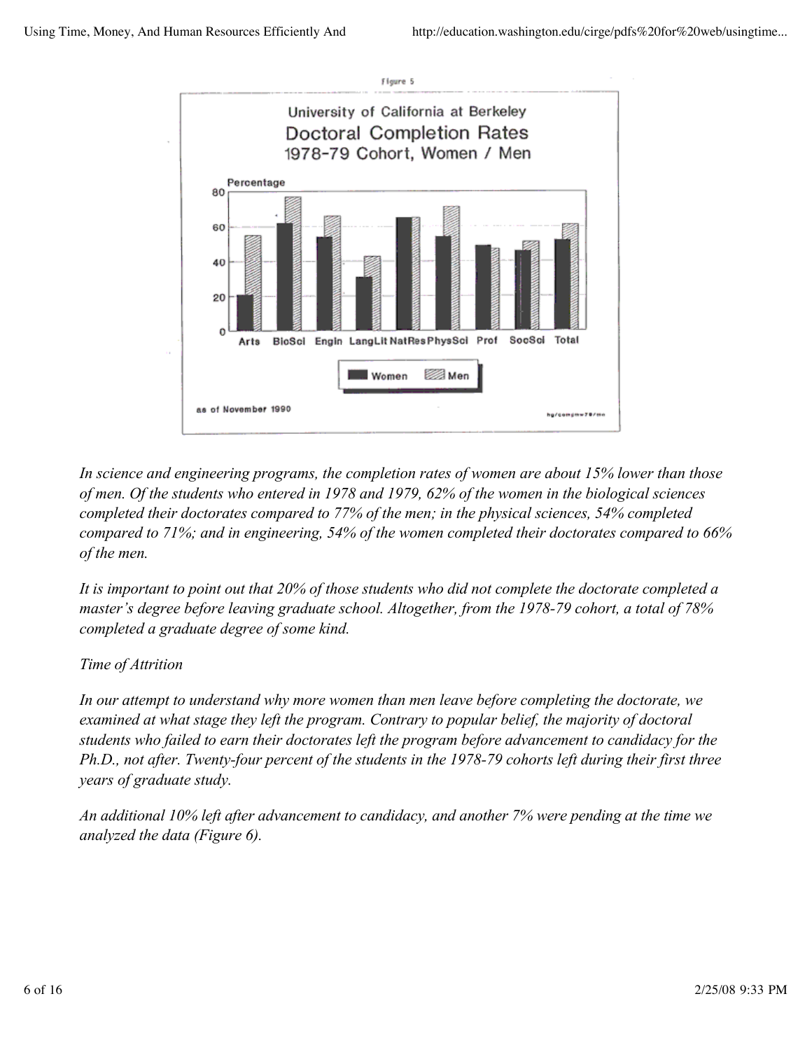Figure 5

University of California at Berkeley
Doctoral Completion Rates
1978-79 Cohort, Women / Men

as of November 1990

*In science and engineering programs, the completion rates of women are about 15% lower than those of men. Of the students who entered in 1978 and 1979, 62% of the women in the biological sciences completed their doctorates compared to 77% of the men; in the physical sciences, 54% completed compared to 71%; and in engineering, 54% of the women completed their doctorates compared to 66% of the men.*

*It is important to point out that 20% of those students who did not complete the doctorate completed a master's degree before leaving graduate school. Altogether, from the 1978-79 cohort, a total of 78% completed a graduate degree of some kind.*

*Time of Attrition*

*In our attempt to understand why more women than men leave before completing the doctorate, we examined at what stage they left the program. Contrary to popular belief, the majority of doctoral students who failed to earn their doctorates left the program before advancement to candidacy for the Ph.D., not after. Twenty-four percent of the students in the 1978-79 cohorts left during their first three years of graduate study.*

*An additional 10% left after advancement to candidacy, and another 7% were pending at the time we analyzed the data (Figure 6).*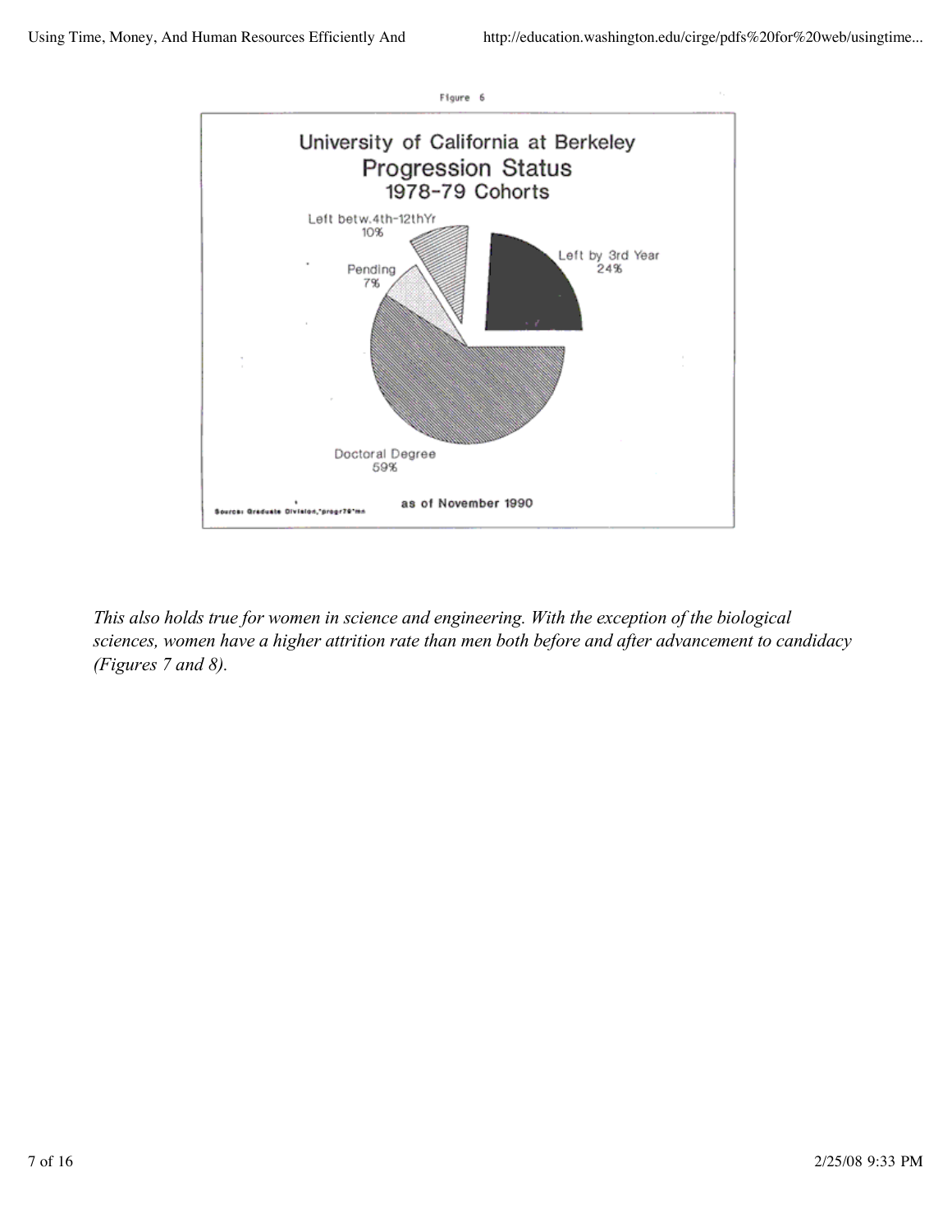Figure 6

University of California at Berkeley
Progression Status
1978-79 Cohorts

Left betw.4th-12thYr 10%
Pending 7%
Left by 3rd Year 24%
Doctoral Degree 59%

Source: Graduate Division,"progr78"mn

as of November 1990

*This also holds true for women in science and engineering. With the exception of the biological sciences, women have a higher attrition rate than men both before and after advancement to candidacy (Figures 7 and 8).*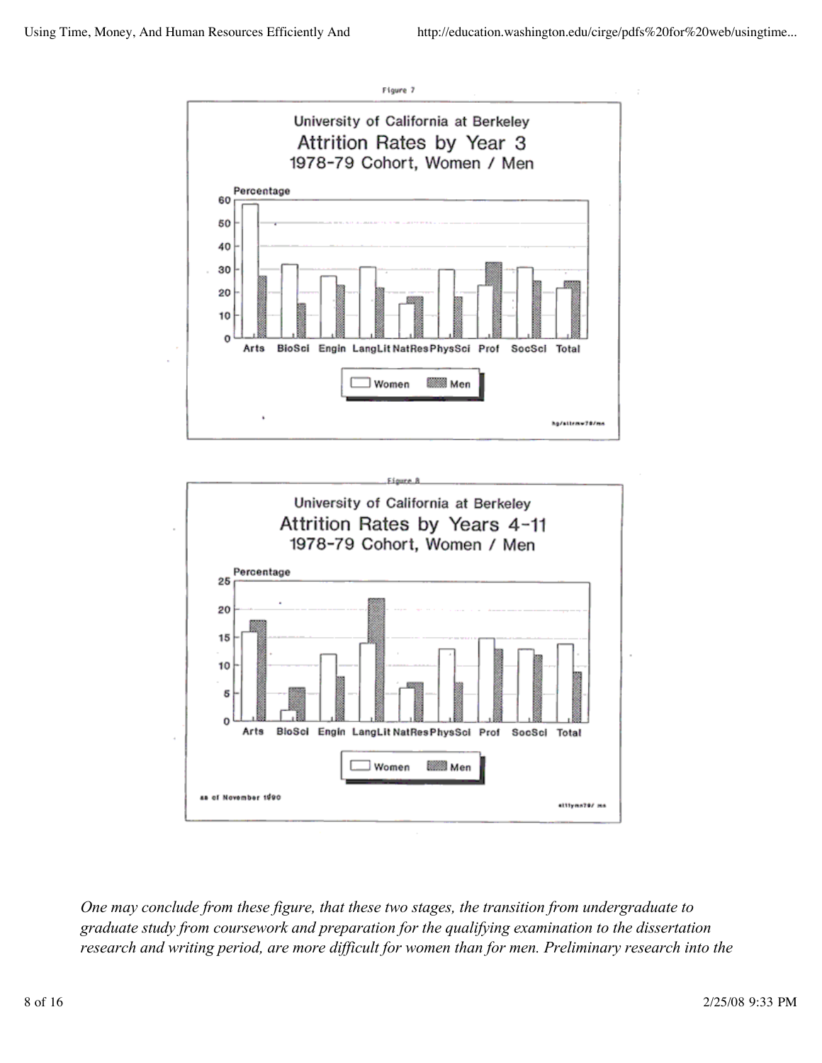Figure 7

**University of California at Berkeley**
**Attrition Rates by Year 3**
**1978-79 Cohort, Women / Men**

Figure 8

**University of California at Berkeley**
**Attrition Rates by Years 4-11**
**1978-79 Cohort, Women / Men**

as of November 1990

*One may conclude from these figure, that these two stages, the transition from undergraduate to graduate study from coursework and preparation for the qualifying examination to the dissertation research and writing period, are more difficult for women than for men. Preliminary research into the*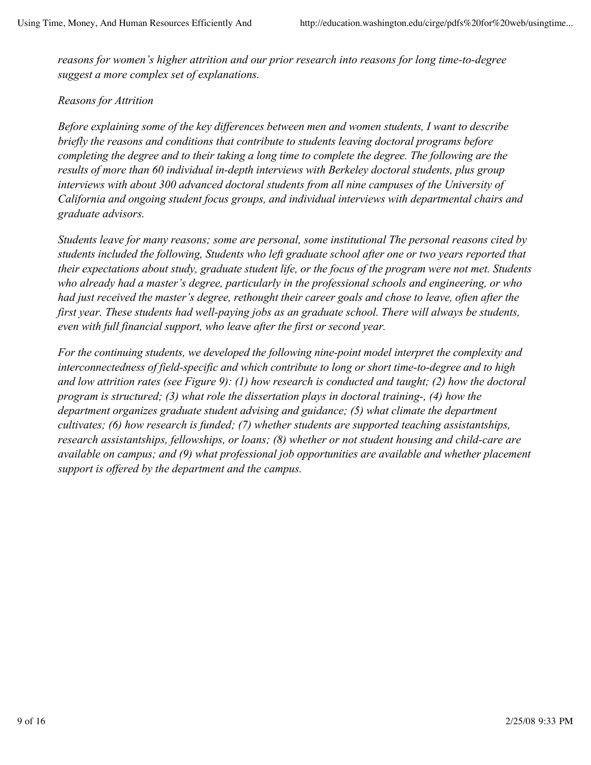*reasons for women's higher attrition and our prior research into reasons for long time-to-degree suggest a more complex set of explanations.*

*Reasons for Attrition*

*Before explaining some of the key differences between men and women students, I want to describe briefly the reasons and conditions that contribute to students leaving doctoral programs before completing the degree and to their taking a long time to complete the degree. The following are the results of more than 60 individual in-depth interviews with Berkeley doctoral students, plus group interviews with about 300 advanced doctoral students from all nine campuses of the University of California and ongoing student focus groups, and individual interviews with departmental chairs and graduate advisors.*

*Students leave for many reasons; some are personal, some institutional The personal reasons cited by students included the following, Students who left graduate school after one or two years reported that their expectations about study, graduate student life, or the focus of the program were not met. Students who already had a master's degree, particularly in the professional schools and engineering, or who had just received the master's degree, rethought their career goals and chose to leave, often after the first year. These students had well-paying jobs as an graduate school. There will always be students, even with full financial support, who leave after the first or second year.*

*For the continuing students, we developed the following nine-point model interpret the complexity and interconnectedness of field-specific and which contribute to long or short time-to-degree and to high and low attrition rates (see Figure 9): (1) how research is conducted and taught; (2) how the doctoral program is structured; (3) what role the dissertation plays in doctoral training-, (4) how the department organizes graduate student advising and guidance; (5) what climate the department cultivates; (6) how research is funded; (7) whether students are supported teaching assistantships, research assistantships, fellowships, or loans; (8) whether or not student housing and child-care are available on campus; and (9) what professional job opportunities are available and whether placement support is offered by the department and the campus.*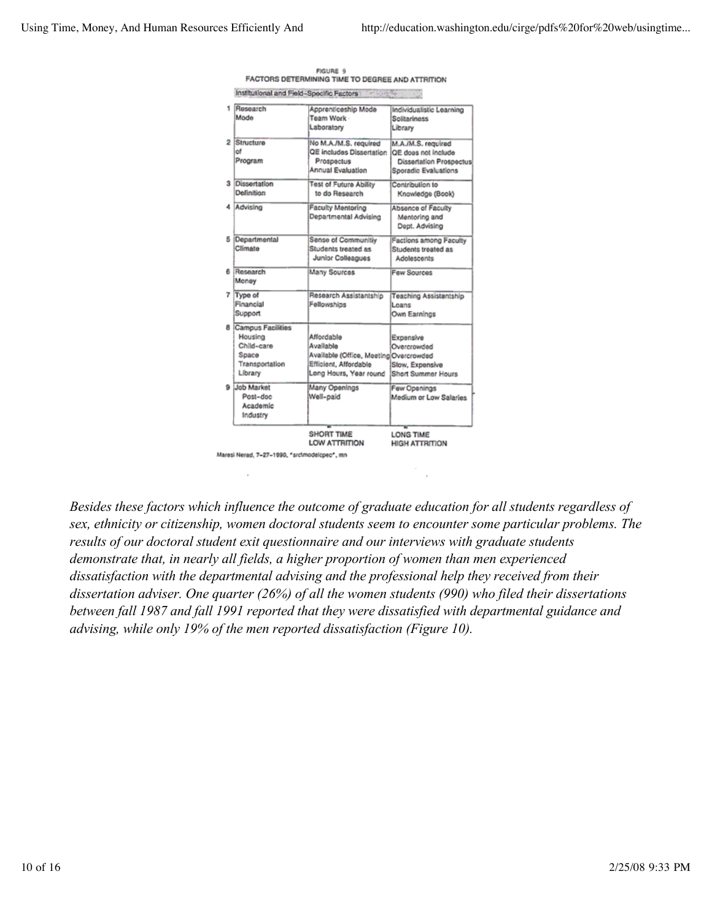FIGURE 9

FACTORS DETERMINING TIME TO DEGREE AND ATTRITION

Institutional and Field-Specific Factors

| | Factor | | |
|---|---|---|---|
| 1 | Research Mode | Apprenticeship Mode<br>Team Work<br>Laboratory | Individualistic Learning<br>Solitariness<br>Library |
| 2 | Structure of Program | No M.A./M.S. required<br>QE includes Dissertation Prospectus<br>Annual Evaluation | M.A./M.S. required<br>QE does not include Dissertation Prospectus<br>Sporadic Evaluations |
| 3 | Dissertation Definition | Test of Future Ability to do Research | Contribution to Knowledge (Book) |
| 4 | Advising | Faculty Mentoring<br>Departmental Advising | Absence of Faculty Mentoring and Dept. Advising |
| 5 | Departmental Climate | Sense of Communitiy<br>Students treated as Junior Colleagues | Factions among Faculty<br>Students treated as Adolescents |
| 6 | Research Money | Many Sources | Few Sources |
| 7 | Type of Financial Support | Research Assistantship<br>Fellowships | Teaching Assistantship<br>Loans<br>Own Earnings |
| 8 | Campus Facilities<br>Housing<br>Child-care<br>Space<br>Transportation<br>Library | <br>Affordable<br>Available<br>Available (Office, Meeting)<br>Efficient, Affordable<br>Long Hours, Year round | <br>Expensive<br>Overcrowded<br>Overcrowded<br>Slow, Expensive<br>Short Summer Hours |
| 9 | Job Market<br>Post-doc<br>Academic<br>Industry | Many Openings<br>Well-paid | Few Openings<br>Medium or Low Salaries |
| | | SHORT TIME<br>LOW ATTRITION | LONG TIME<br>HIGH ATTRITION |

Maresi Nerad, 7-27-1990, "srcimodelcpec", mn

*Besides these factors which influence the outcome of graduate education for all students regardless of sex, ethnicity or citizenship, women doctoral students seem to encounter some particular problems. The results of our doctoral student exit questionnaire and our interviews with graduate students demonstrate that, in nearly all fields, a higher proportion of women than men experienced dissatisfaction with the departmental advising and the professional help they received from their dissertation adviser. One quarter (26%) of all the women students (990) who filed their dissertations between fall 1987 and fall 1991 reported that they were dissatisfied with departmental guidance and advising, while only 19% of the men reported dissatisfaction (Figure 10).*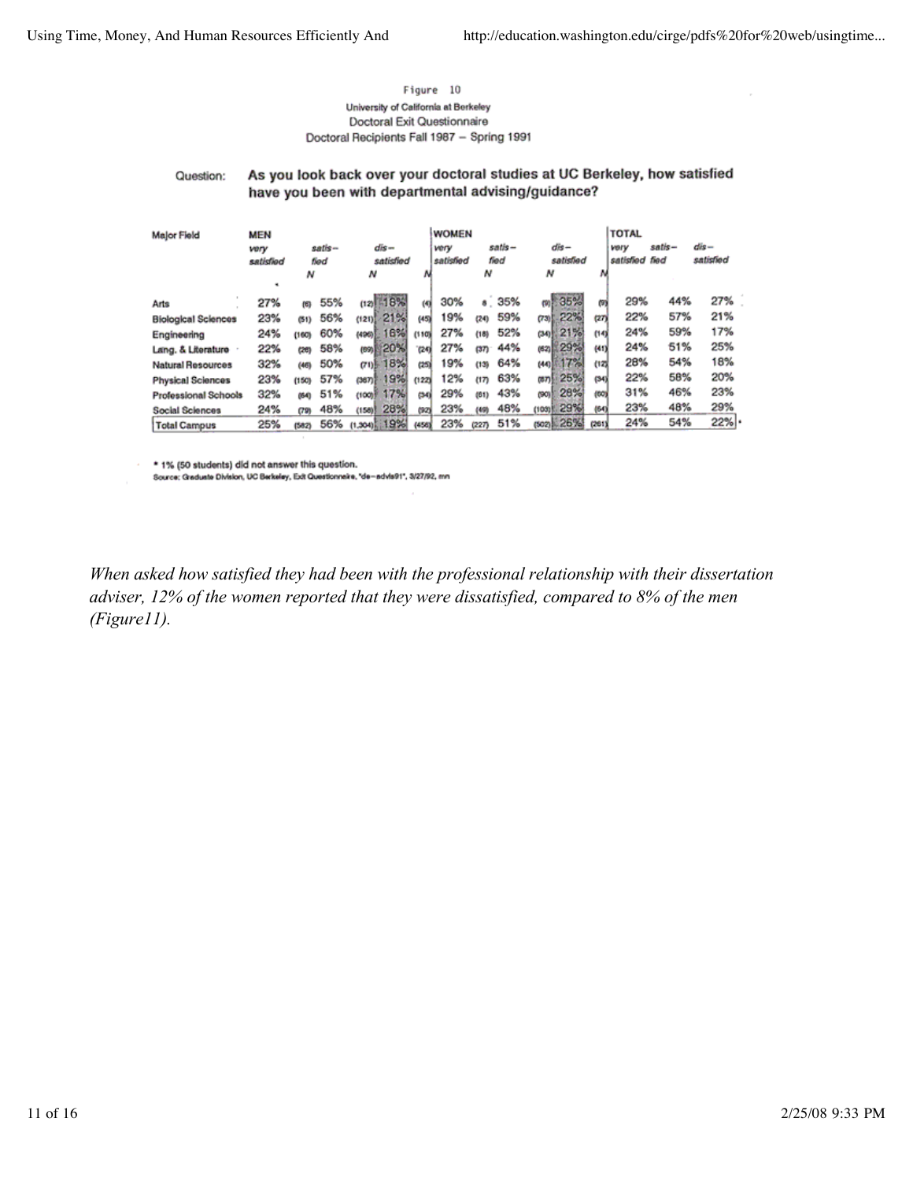Figure 10

University of California at Berkeley

Doctoral Exit Questionnaire

Doctoral Recipients Fall 1987 – Spring 1991

Question: **As you look back over your doctoral studies at UC Berkeley, how satisfied have you been with departmental advising/guidance?**

| Major Field | MEN very satisfied | N | satis-fied | N | dis-satisfied | N | WOMEN very satisfied | N | satis-fied | N | dis-satisfied | N | TOTAL very satisfied | satis-fied | dis-satisfied |
|---|---|---|---|---|---|---|---|---|---|---|---|---|---|---|---|
| Arts | 27% | (6) | 55% | (12) | 18% | (4) | 30% | 8 | 35% | (9) | 35% | (9) | 29% | 44% | 27% |
| Biological Sciences | 23% | (51) | 56% | (121) | 21% | (45) | 19% | (24) | 59% | (73) | 22% | (27) | 22% | 57% | 21% |
| Engineering | 24% | (160) | 60% | (406) | 16% | (110) | 27% | (18) | 52% | (34) | 21% | (14) | 24% | 59% | 17% |
| Lang. & Literature | 22% | (26) | 58% | (69) | 20% | (24) | 27% | (37) | 44% | (62) | 29% | (41) | 24% | 51% | 25% |
| Natural Resources | 32% | (46) | 50% | (71) | 18% | (25) | 19% | (13) | 64% | (44) | 17% | (12) | 28% | 54% | 18% |
| Physical Sciences | 23% | (150) | 57% | (367) | 19% | (122) | 12% | (17) | 63% | (87) | 25% | (34) | 22% | 58% | 20% |
| Professional Schools | 32% | (64) | 51% | (100) | 17% | (34) | 29% | (61) | 43% | (90) | 28% | (60) | 31% | 46% | 23% |
| Social Sciences | 24% | (79) | 48% | (158) | 28% | (92) | 23% | (49) | 48% | (103) | 29% | (64) | 23% | 48% | 29% |
| Total Campus | 25% | (582) | 56% | (1,304) | 19% | (456) | 23% | (227) | 51% | (502) | 26% | (261) | 24% | 54% | 22%* |

\* 1% (50 students) did not answer this question.

Source: Graduate Division, UC Berkeley, Exit Questionnaire, "de–advis91", 3/27/92, mn

*When asked how satisfied they had been with the professional relationship with their dissertation adviser, 12% of the women reported that they were dissatisfied, compared to 8% of the men (Figure11).*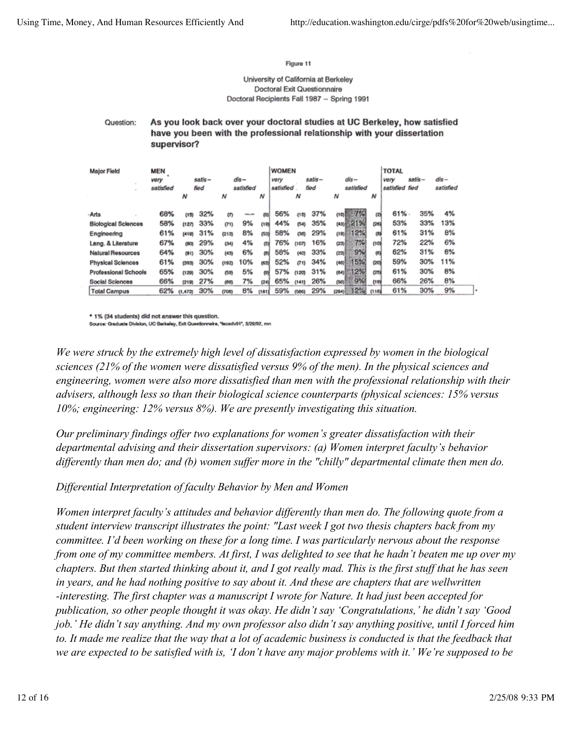Figure 11

University of California at Berkeley
Doctoral Exit Questionnaire
Doctoral Recipients Fall 1987 – Spring 1991

Question: **As you look back over your doctoral studies at UC Berkeley, how satisfied have you been with the professional relationship with your dissertation supervisor?**

| Major Field | MEN very satisfied | N | satis–fied | N | dis–satisfied | N | WOMEN very satisfied | N | satis–fied | N | dis–satisfied | N | TOTAL very satisfied | satis–fied | dis–satisfied |
|---|---|---|---|---|---|---|---|---|---|---|---|---|---|---|---|
| Arts | 68% | (15) | 32% | (7) | –– | (0) | 56% | (15) | 37% | (10) | 7% | (2) | 61% | 35% | 4% |
| Biological Sciences | 58% | (127) | 33% | (71) | 9% | (19) | 44% | (54) | 35% | (43) | 21% | (26) | 53% | 33% | 13% |
| Engineering | 61% | (419) | 31% | (213) | 8% | (53) | 58% | (38) | 29% | (19) | 12% | (8) | 61% | 31% | 8% |
| Lang. & Literature | 67% | (80) | 29% | (34) | 4% | (5) | 76% | (107) | 16% | (23) | 7% | (10) | 72% | 22% | 6% |
| Natural Resources | 64% | (91) | 30% | (43) | 6% | (8) | 58% | (40) | 33% | (23) | 9% | (6) | 62% | 31% | 8% |
| Physical Sciences | 61% | (393) | 30% | (192) | 10% | (63) | 52% | (71) | 34% | (46) | 15% | (20) | 59% | 30% | 11% |
| Professional Schools | 65% | (129) | 30% | (59) | 5% | (9) | 57% | (120) | 31% | (64) | 12% | (25) | 61% | 30% | 8% |
| Social Sciences | 66% | (219) | 27% | (89) | 7% | (24) | 65% | (141) | 26% | (56) | 9% | (19) | 66% | 26% | 8% |
| Total Campus | 62% | (1,473) | 30% | (708) | 8% | (181) | 59% | (586) | 29% | (284) | 12% | (116) | 61% | 30% | 9%* |

* 1% (34 students) did not answer this question.
Source: Graduate Division, UC Berkeley, Exit Questionnaire, "facadv91", 3/29/92, mn

*We were struck by the extremely high level of dissatisfaction expressed by women in the biological sciences (21% of the women were dissatisfied versus 9% of the men). In the physical sciences and engineering, women were also more dissatisfied than men with the professional relationship with their advisers, although less so than their biological science counterparts (physical sciences: 15% versus 10%; engineering: 12% versus 8%). We are presently investigating this situation.*

*Our preliminary findings offer two explanations for women's greater dissatisfaction with their departmental advising and their dissertation supervisors: (a) Women interpret faculty's behavior differently than men do; and (b) women suffer more in the "chilly" departmental climate then men do.*

*Differential Interpretation of faculty Behavior by Men and Women*

*Women interpret faculty's attitudes and behavior differently than men do. The following quote from a student interview transcript illustrates the point: "Last week I got two thesis chapters back from my committee. I'd been working on these for a long time. I was particularly nervous about the response from one of my committee members. At first, I was delighted to see that he hadn't beaten me up over my chapters. But then started thinking about it, and I got really mad. This is the first stuff that he has seen in years, and he had nothing positive to say about it. And these are chapters that are wellwritten -interesting. The first chapter was a manuscript I wrote for Nature. It had just been accepted for publication, so other people thought it was okay. He didn't say 'Congratulations,' he didn't say 'Good job.' He didn't say anything. And my own professor also didn't say anything positive, until I forced him to. It made me realize that the way that a lot of academic business is conducted is that the feedback that we are expected to be satisfied with is, 'I don't have any major problems with it.' We're supposed to be*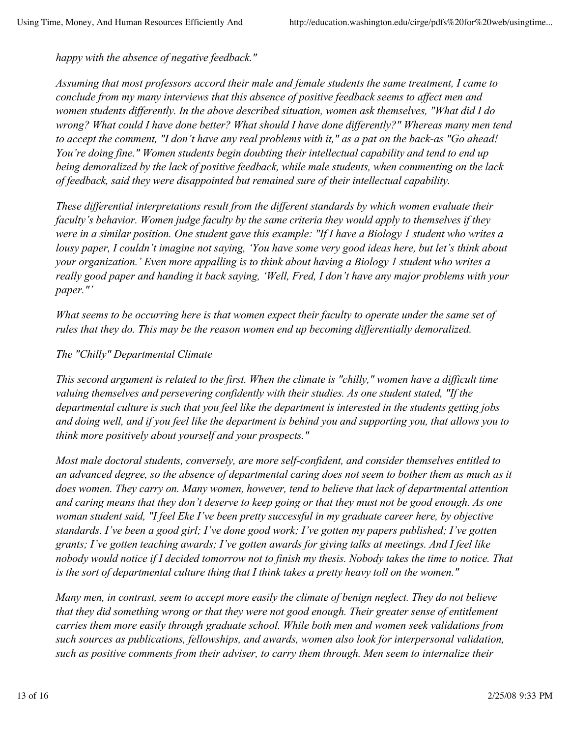*happy with the absence of negative feedback."*

*Assuming that most professors accord their male and female students the same treatment, I came to conclude from my many interviews that this absence of positive feedback seems to affect men and women students differently. In the above described situation, women ask themselves, "What did I do wrong? What could I have done better? What should I have done differently?" Whereas many men tend to accept the comment, "I don't have any real problems with it," as a pat on the back-as "Go ahead! You're doing fine." Women students begin doubting their intellectual capability and tend to end up being demoralized by the lack of positive feedback, while male students, when commenting on the lack of feedback, said they were disappointed but remained sure of their intellectual capability.*

*These differential interpretations result from the different standards by which women evaluate their faculty's behavior. Women judge faculty by the same criteria they would apply to themselves if they were in a similar position. One student gave this example: "If I have a Biology 1 student who writes a lousy paper, I couldn't imagine not saying, 'You have some very good ideas here, but let's think about your organization.' Even more appalling is to think about having a Biology 1 student who writes a really good paper and handing it back saying, 'Well, Fred, I don't have any major problems with your paper."'*

*What seems to be occurring here is that women expect their faculty to operate under the same set of rules that they do. This may be the reason women end up becoming differentially demoralized.*

*The "Chilly" Departmental Climate*

*This second argument is related to the first. When the climate is "chilly," women have a difficult time valuing themselves and persevering confidently with their studies. As one student stated, "If the departmental culture is such that you feel like the department is interested in the students getting jobs and doing well, and if you feel like the department is behind you and supporting you, that allows you to think more positively about yourself and your prospects."*

*Most male doctoral students, conversely, are more self-confident, and consider themselves entitled to an advanced degree, so the absence of departmental caring does not seem to bother them as much as it does women. They carry on. Many women, however, tend to believe that lack of departmental attention and caring means that they don't deserve to keep going or that they must not be good enough. As one woman student said, "I feel Eke I've been pretty successful in my graduate career here, by objective standards. I've been a good girl; I've done good work; I've gotten my papers published; I've gotten grants; I've gotten teaching awards; I've gotten awards for giving talks at meetings. And I feel like nobody would notice if I decided tomorrow not to finish my thesis. Nobody takes the time to notice. That is the sort of departmental culture thing that I think takes a pretty heavy toll on the women."*

*Many men, in contrast, seem to accept more easily the climate of benign neglect. They do not believe that they did something wrong or that they were not good enough. Their greater sense of entitlement carries them more easily through graduate school. While both men and women seek validations from such sources as publications, fellowships, and awards, women also look for interpersonal validation, such as positive comments from their adviser, to carry them through. Men seem to internalize their*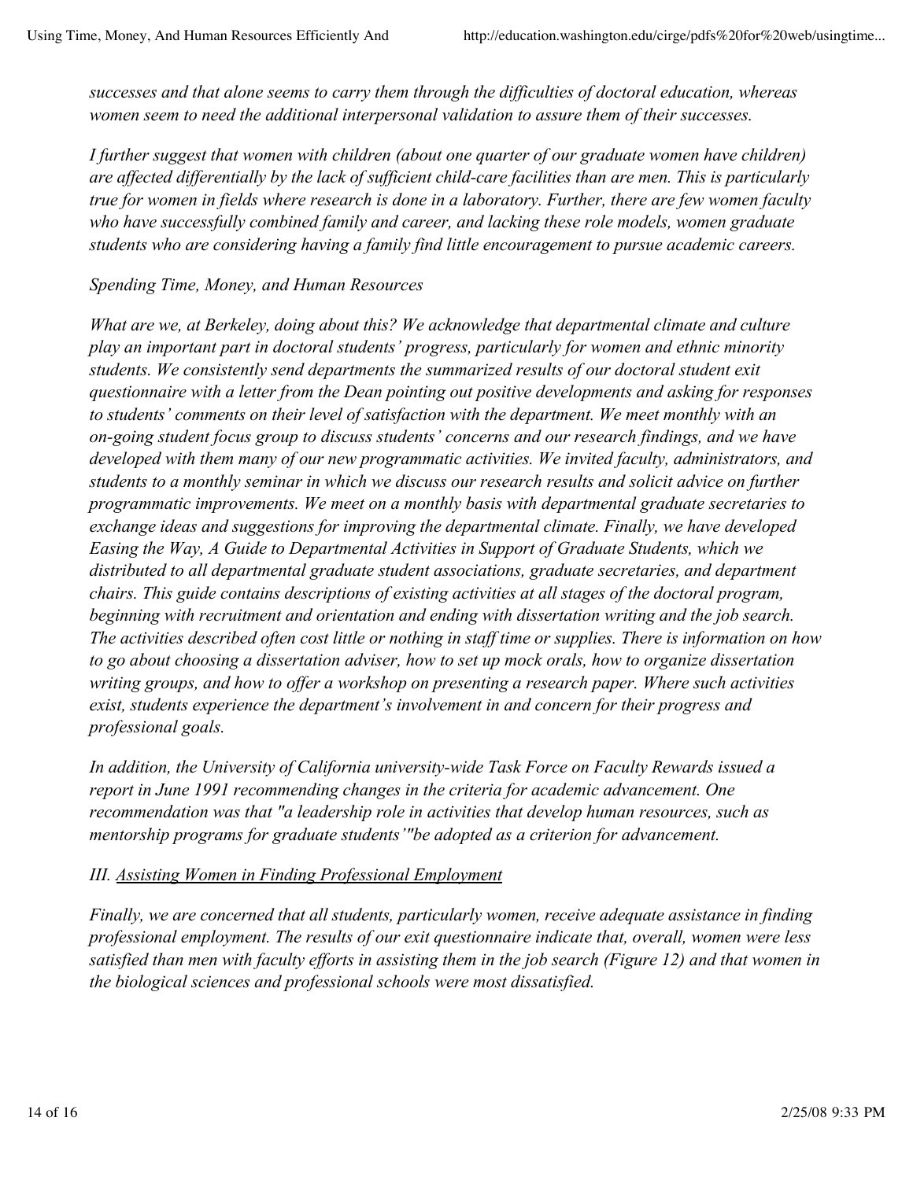*successes and that alone seems to carry them through the difficulties of doctoral education, whereas women seem to need the additional interpersonal validation to assure them of their successes.*

*I further suggest that women with children (about one quarter of our graduate women have children) are affected differentially by the lack of sufficient child-care facilities than are men. This is particularly true for women in fields where research is done in a laboratory. Further, there are few women faculty who have successfully combined family and career, and lacking these role models, women graduate students who are considering having a family find little encouragement to pursue academic careers.*

*Spending Time, Money, and Human Resources*

*What are we, at Berkeley, doing about this? We acknowledge that departmental climate and culture play an important part in doctoral students' progress, particularly for women and ethnic minority students. We consistently send departments the summarized results of our doctoral student exit questionnaire with a letter from the Dean pointing out positive developments and asking for responses to students' comments on their level of satisfaction with the department. We meet monthly with an on-going student focus group to discuss students' concerns and our research findings, and we have developed with them many of our new programmatic activities. We invited faculty, administrators, and students to a monthly seminar in which we discuss our research results and solicit advice on further programmatic improvements. We meet on a monthly basis with departmental graduate secretaries to exchange ideas and suggestions for improving the departmental climate. Finally, we have developed Easing the Way, A Guide to Departmental Activities in Support of Graduate Students, which we distributed to all departmental graduate student associations, graduate secretaries, and department chairs. This guide contains descriptions of existing activities at all stages of the doctoral program, beginning with recruitment and orientation and ending with dissertation writing and the job search. The activities described often cost little or nothing in staff time or supplies. There is information on how to go about choosing a dissertation adviser, how to set up mock orals, how to organize dissertation writing groups, and how to offer a workshop on presenting a research paper. Where such activities exist, students experience the department's involvement in and concern for their progress and professional goals.*

*In addition, the University of California university-wide Task Force on Faculty Rewards issued a report in June 1991 recommending changes in the criteria for academic advancement. One recommendation was that "a leadership role in activities that develop human resources, such as mentorship programs for graduate students'"be adopted as a criterion for advancement.*

*III. Assisting Women in Finding Professional Employment*

*Finally, we are concerned that all students, particularly women, receive adequate assistance in finding professional employment. The results of our exit questionnaire indicate that, overall, women were less satisfied than men with faculty efforts in assisting them in the job search (Figure 12) and that women in the biological sciences and professional schools were most dissatisfied.*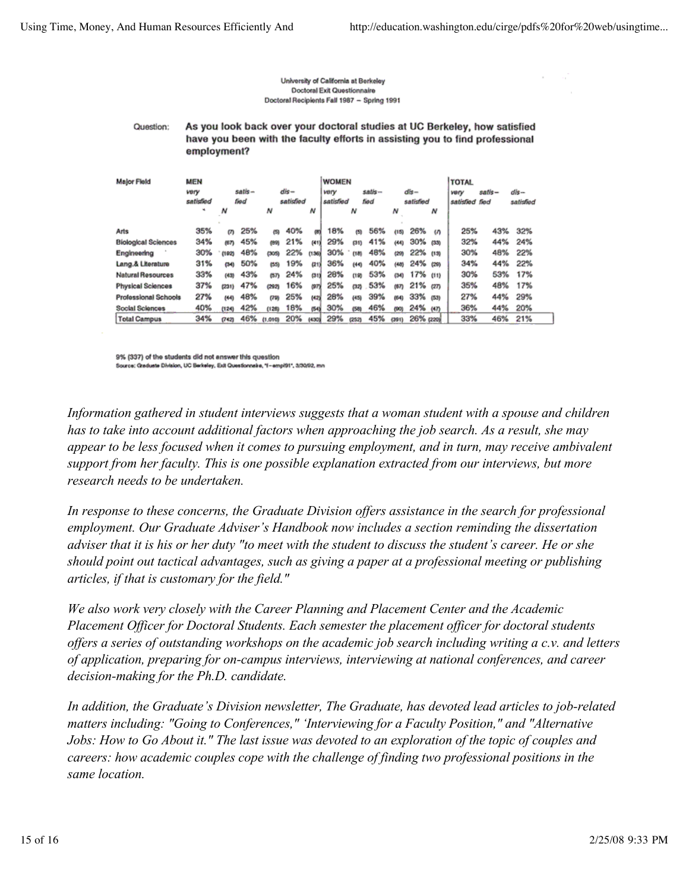University of California at Berkeley
Doctoral Exit Questionnaire
Doctoral Recipients Fall 1987 – Spring 1991

Question: **As you look back over your doctoral studies at UC Berkeley, how satisfied have you been with the faculty efforts in assisting you to find professional employment?**

| Major Field | MEN very satisfied | N | MEN satis-fied | N | MEN dis-satisfied | N | WOMEN very satisfied | N | WOMEN satis-fied | N | WOMEN dis-satisfied | N | TOTAL very satisfied | TOTAL satis-fied | TOTAL dis-satisfied |
|---|---|---|---|---|---|---|---|---|---|---|---|---|---|---|---|
| Arts | 35% | (7) | 25% | (5) | 40% | (8) | 18% | (5) | 56% | (15) | 26% | (7) | 25% | 43% | 32% |
| Biological Sciences | 34% | (67) | 45% | (89) | 21% | (41) | 29% | (31) | 41% | (44) | 30% | (33) | 32% | 44% | 24% |
| Engineering | 30% | (192) | 48% | (305) | 22% | (136) | 30% | (18) | 48% | (29) | 22% | (13) | 30% | 48% | 22% |
| Lang.& Literature | 31% | (34) | 50% | (55) | 19% | (21) | 36% | (44) | 40% | (48) | 24% | (29) | 34% | 44% | 22% |
| Natural Resources | 33% | (43) | 43% | (57) | 24% | (31) | 28% | (19) | 53% | (34) | 17% | (11) | 30% | 53% | 17% |
| Physical Sciences | 37% | (231) | 47% | (292) | 16% | (97) | 25% | (32) | 53% | (67) | 21% | (27) | 35% | 48% | 17% |
| Professional Schools | 27% | (44) | 48% | (79) | 25% | (42) | 28% | (45) | 39% | (64) | 33% | (53) | 27% | 44% | 29% |
| Social Sciences | 40% | (124) | 42% | (128) | 18% | (54) | 30% | (58) | 46% | (90) | 24% | (47) | 36% | 44% | 20% |
| Total Campus | 34% | (742) | 46% | (1,010) | 20% | (430) | 29% | (252) | 45% | (391) | 26% | (220) | 33% | 46% | 21% |

9% (337) of the students did not answer this question
Source: Graduate Division, UC Berkeley, Exit Questionnaire, "f–empl91", 3/30/92, mn

*Information gathered in student interviews suggests that a woman student with a spouse and children has to take into account additional factors when approaching the job search. As a result, she may appear to be less focused when it comes to pursuing employment, and in turn, may receive ambivalent support from her faculty. This is one possible explanation extracted from our interviews, but more research needs to be undertaken.*

*In response to these concerns, the Graduate Division offers assistance in the search for professional employment. Our Graduate Adviser's Handbook now includes a section reminding the dissertation adviser that it is his or her duty "to meet with the student to discuss the student's career. He or she should point out tactical advantages, such as giving a paper at a professional meeting or publishing articles, if that is customary for the field."*

*We also work very closely with the Career Planning and Placement Center and the Academic Placement Officer for Doctoral Students. Each semester the placement officer for doctoral students offers a series of outstanding workshops on the academic job search including writing a c.v. and letters of application, preparing for on-campus interviews, interviewing at national conferences, and career decision-making for the Ph.D. candidate.*

*In addition, the Graduate's Division newsletter, The Graduate, has devoted lead articles to job-related matters including: "Going to Conferences," 'Interviewing for a Faculty Position," and "Alternative Jobs: How to Go About it." The last issue was devoted to an exploration of the topic of couples and careers: how academic couples cope with the challenge of finding two professional positions in the same location.*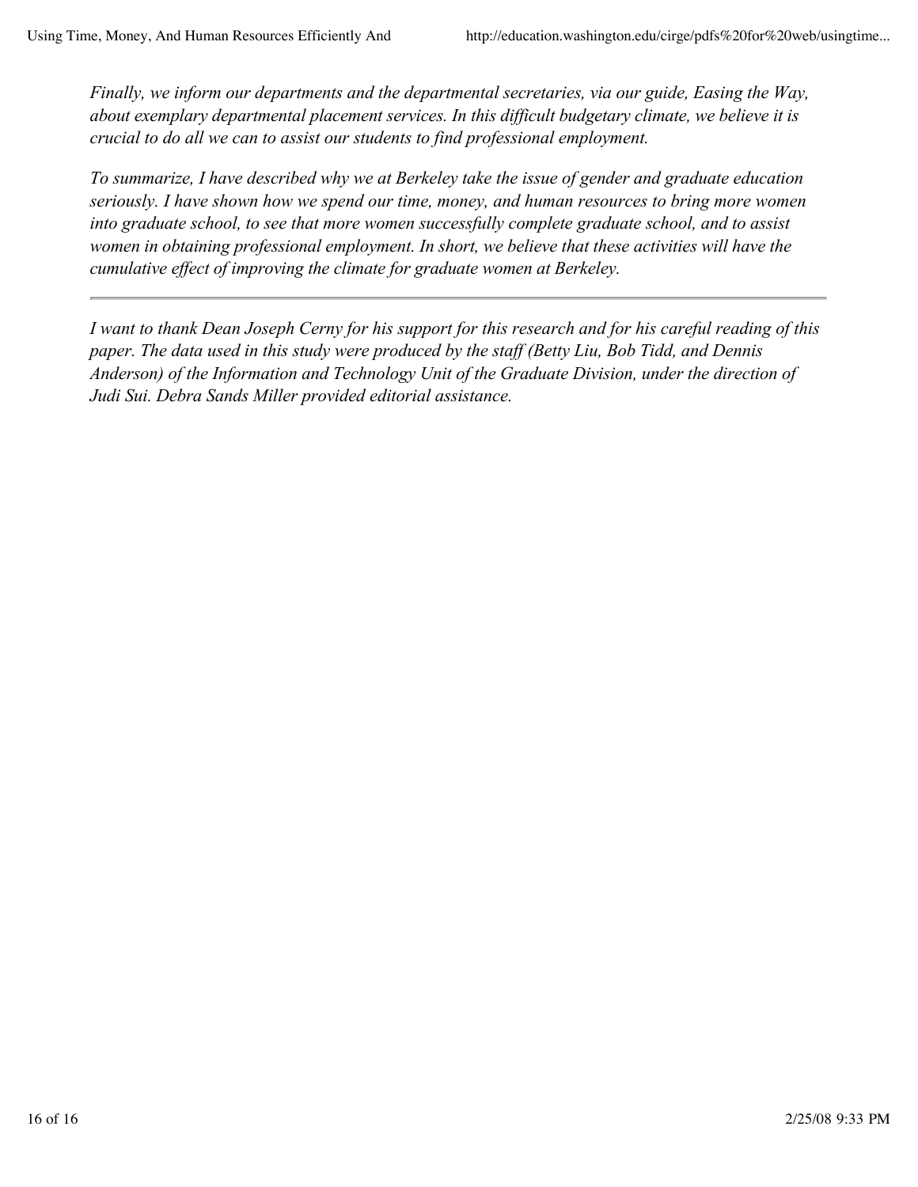*Finally, we inform our departments and the departmental secretaries, via our guide, Easing the Way, about exemplary departmental placement services. In this difficult budgetary climate, we believe it is crucial to do all we can to assist our students to find professional employment.*

*To summarize, I have described why we at Berkeley take the issue of gender and graduate education seriously. I have shown how we spend our time, money, and human resources to bring more women into graduate school, to see that more women successfully complete graduate school, and to assist women in obtaining professional employment. In short, we believe that these activities will have the cumulative effect of improving the climate for graduate women at Berkeley.*

---

*I want to thank Dean Joseph Cerny for his support for this research and for his careful reading of this paper. The data used in this study were produced by the staff (Betty Liu, Bob Tidd, and Dennis Anderson) of the Information and Technology Unit of the Graduate Division, under the direction of Judi Sui. Debra Sands Miller provided editorial assistance.*